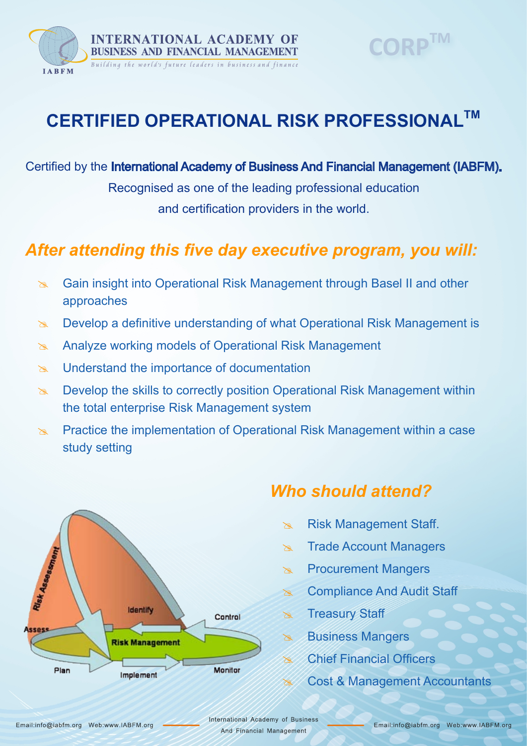INTERNATIONAL ACADEMY OF BUSINESS AND FINANCIAL MANAGEMENT

*Building the world's future leaders in business and finance*

IABFM

CORP™

# CERTIFIED OPERATIONAL RISK PROFESSIONAL™

Certified by the **International Academy of Business And Financial Management (IABFM).**

Recognised as one of the leading professional education and certification providers in the world.

## *After attending this five day executive program, you will:*

- Gain insight into Operational Risk Management through Basel II and other approaches
- Develop a definitive understanding of what Operational Risk Management is
- Analyze working models of Operational Risk Management
- Understand the importance of documentation
- Develop the skills to correctly position Operational Risk Management within the total enterprise Risk Management system
- Practice the implementation of Operational Risk Management within a case study setting

Risk Assessment, Identify, Control, Assess, Risk Management, Plan, Implement, Monitor

## *Who should attend?*

- Risk Management Staff.
- Trade Account Managers
- Procurement Mangers
- Compliance And Audit Staff
- Treasury Staff
- Business Mangers
- Chief Financial Officers
- Cost & Management Accountants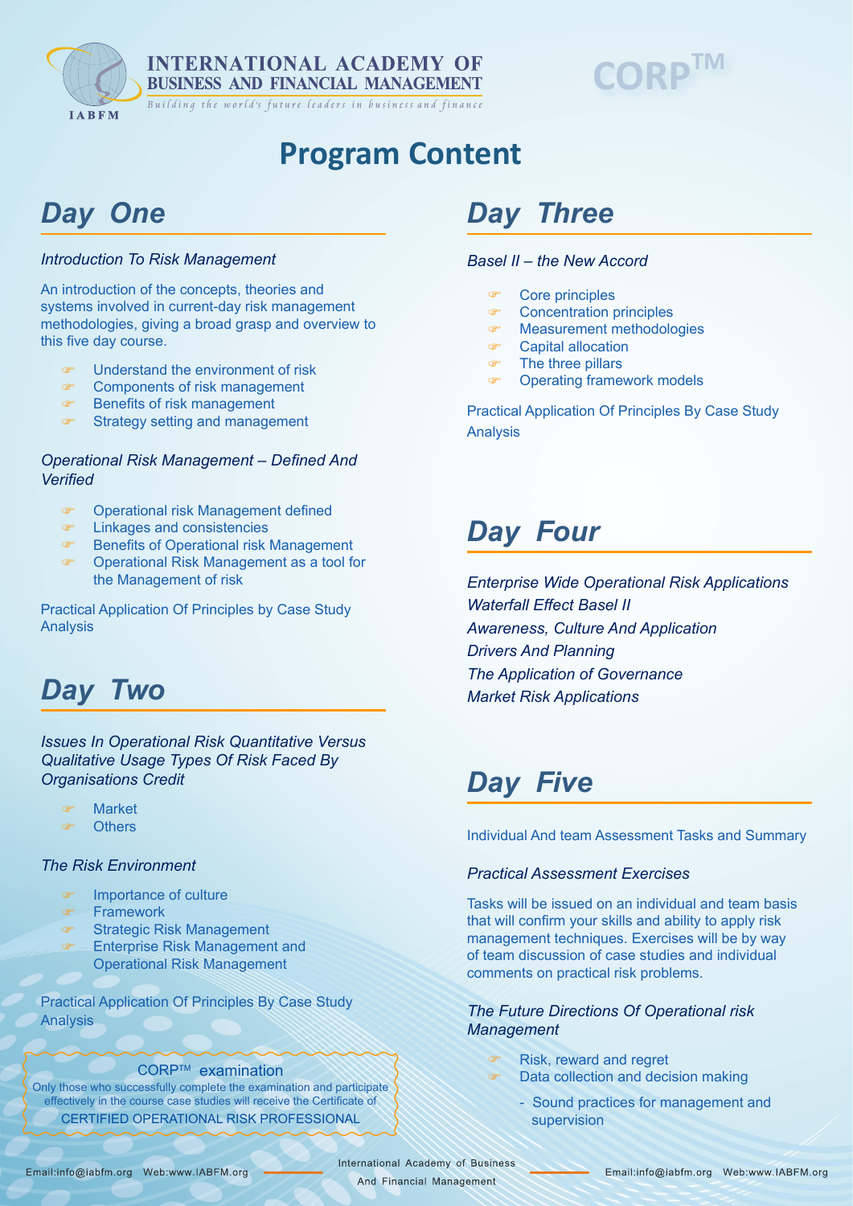INTERNATIONAL ACADEMY OF BUSINESS AND FINANCIAL MANAGEMENT

Building the world's future leaders in business and finance

IABFM

CORP™

# Program Content

## Day One

*Introduction To Risk Management*

An introduction of the concepts, theories and systems involved in current-day risk management methodologies, giving a broad grasp and overview to this five day course.

- Understand the environment of risk
- Components of risk management
- Benefits of risk management
- Strategy setting and management

*Operational Risk Management – Defined And Verified*

- Operational risk Management defined
- Linkages and consistencies
- Benefits of Operational risk Management
- Operational Risk Management as a tool for the Management of risk

Practical Application Of Principles by Case Study Analysis

## Day Two

*Issues In Operational Risk Quantitative Versus Qualitative Usage Types Of Risk Faced By Organisations Credit*

- Market
- Others

*The Risk Environment*

- Importance of culture
- Framework
- Strategic Risk Management
- Enterprise Risk Management and Operational Risk Management

Practical Application Of Principles By Case Study Analysis

CORP™ examination

Only those who successfully complete the examination and participate effectively in the course case studies will receive the Certificate of

CERTIFIED OPERATIONAL RISK PROFESSIONAL

## Day Three

*Basel II – the New Accord*

- Core principles
- Concentration principles
- Measurement methodologies
- Capital allocation
- The three pillars
- Operating framework models

Practical Application Of Principles By Case Study Analysis

## Day Four

*Enterprise Wide Operational Risk Applications*
*Waterfall Effect Basel II*
*Awareness, Culture And Application*
*Drivers And Planning*
*The Application of Governance*
*Market Risk Applications*

## Day Five

Individual And team Assessment Tasks and Summary

*Practical Assessment Exercises*

Tasks will be issued on an individual and team basis that will confirm your skills and ability to apply risk management techniques. Exercises will be by way of team discussion of case studies and individual comments on practical risk problems.

*The Future Directions Of Operational risk Management*

- Risk, reward and regret
- Data collection and decision making
  - Sound practices for management and supervision

Email:info@iabfm.org Web:www.IABFM.org

International Academy of Business And Financial Management